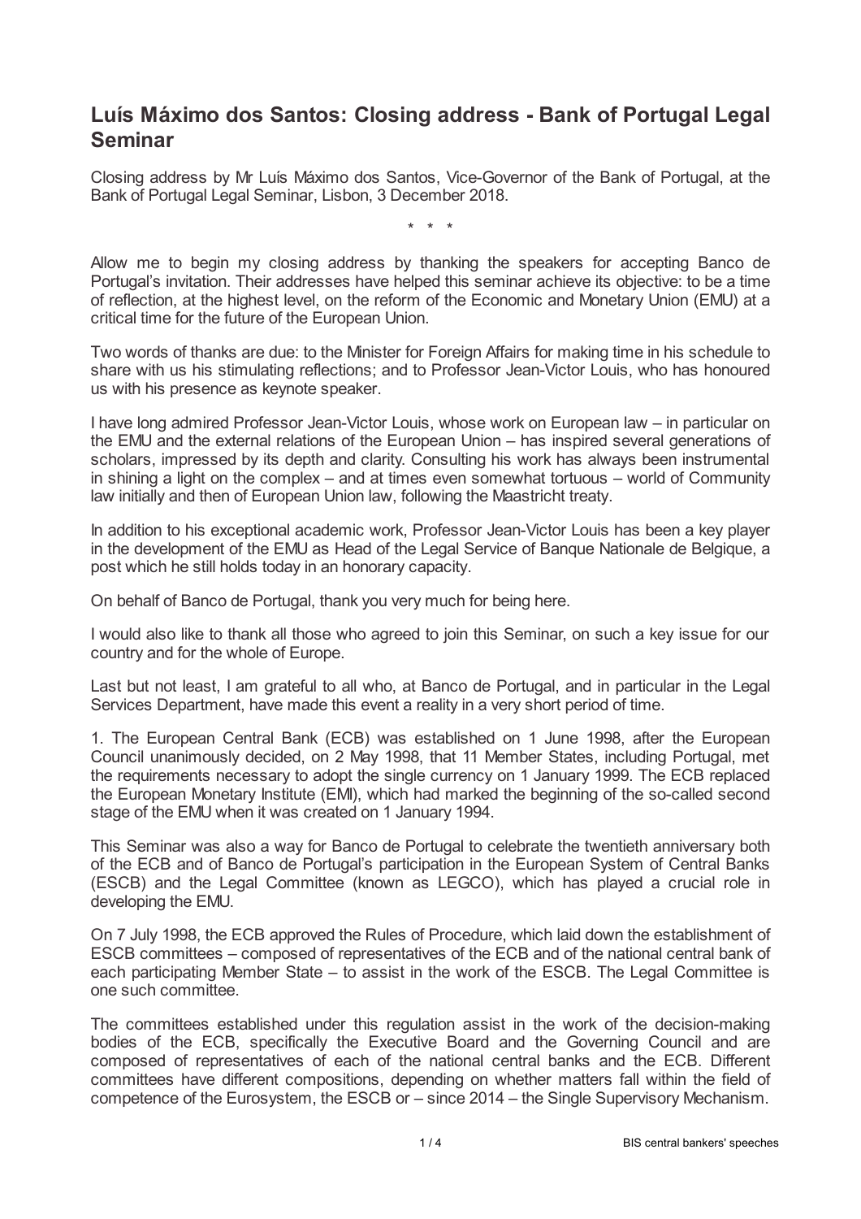# Luís Máximo dos Santos: Closing address - Bank of Portugal Legal Seminar

Closing address by Mr Luís Máximo dos Santos, Vice-Governor of the Bank of Portugal, at the Bank of Portugal Legal Seminar, Lisbon, 3 December 2018.

\* \* \*

Allow me to begin my closing address by thanking the speakers for accepting Banco de Portugal's invitation. Their addresses have helped this seminar achieve its objective: to be a time of reflection, at the highest level, on the reform of the Economic and Monetary Union (EMU) at a critical time for the future of the European Union.

Two words of thanks are due: to the Minister for Foreign Affairs for making time in his schedule to share with us his stimulating reflections; and to Professor Jean-Victor Louis, who has honoured us with his presence as keynote speaker.

I have long admired Professor Jean-Victor Louis, whose work on European law – in particular on the EMU and the external relations of the European Union – has inspired several generations of scholars, impressed by its depth and clarity. Consulting his work has always been instrumental in shining a light on the complex – and at times even somewhat tortuous – world of Community law initially and then of European Union law, following the Maastricht treaty.

In addition to his exceptional academic work, Professor Jean-Victor Louis has been a key player in the development of the EMU as Head of the Legal Service of Banque Nationale de Belgique, a post which he still holds today in an honorary capacity.

On behalf of Banco de Portugal, thank you very much for being here.

I would also like to thank all those who agreed to join this Seminar, on such a key issue for our country and for the whole of Europe.

Last but not least, I am grateful to all who, at Banco de Portugal, and in particular in the Legal Services Department, have made this event a reality in a very short period of time.

1. The European Central Bank (ECB) was established on 1 June 1998, after the European Council unanimously decided, on 2 May 1998, that 11 Member States, including Portugal, met the requirements necessary to adopt the single currency on 1 January 1999. The ECB replaced the European Monetary Institute (EMI), which had marked the beginning of the so-called second stage of the EMU when it was created on 1 January 1994.

This Seminar was also a way for Banco de Portugal to celebrate the twentieth anniversary both of the ECB and of Banco de Portugal's participation in the European System of Central Banks (ESCB) and the Legal Committee (known as LEGCO), which has played a crucial role in developing the EMU.

On 7 July 1998, the ECB approved the Rules of Procedure, which laid down the establishment of ESCB committees – composed of representatives of the ECB and of the national central bank of each participating Member State – to assist in the work of the ESCB. The Legal Committee is one such committee.

The committees established under this regulation assist in the work of the decision-making bodies of the ECB, specifically the Executive Board and the Governing Council and are composed of representatives of each of the national central banks and the ECB. Different committees have different compositions, depending on whether matters fall within the field of competence of the Eurosystem, the ESCB or – since 2014 – the Single Supervisory Mechanism.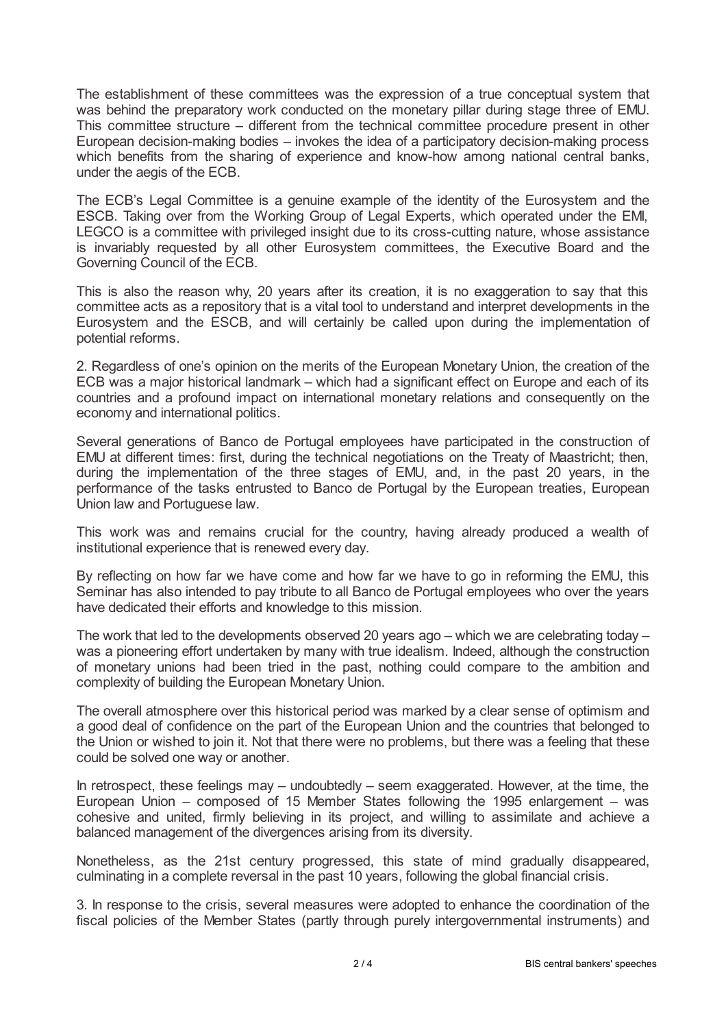The establishment of these committees was the expression of a true conceptual system that was behind the preparatory work conducted on the monetary pillar during stage three of EMU. This committee structure – different from the technical committee procedure present in other European decision-making bodies – invokes the idea of a participatory decision-making process which benefits from the sharing of experience and know-how among national central banks, under the aegis of the ECB.

The ECB's Legal Committee is a genuine example of the identity of the Eurosystem and the ESCB. Taking over from the Working Group of Legal Experts, which operated under the EMI, LEGCO is a committee with privileged insight due to its cross-cutting nature, whose assistance is invariably requested by all other Eurosystem committees, the Executive Board and the Governing Council of the ECB.

This is also the reason why, 20 years after its creation, it is no exaggeration to say that this committee acts as a repository that is a vital tool to understand and interpret developments in the Eurosystem and the ESCB, and will certainly be called upon during the implementation of potential reforms.

2. Regardless of one's opinion on the merits of the European Monetary Union, the creation of the ECB was a major historical landmark – which had a significant effect on Europe and each of its countries and a profound impact on international monetary relations and consequently on the economy and international politics.

Several generations of Banco de Portugal employees have participated in the construction of EMU at different times: first, during the technical negotiations on the Treaty of Maastricht; then, during the implementation of the three stages of EMU, and, in the past 20 years, in the performance of the tasks entrusted to Banco de Portugal by the European treaties, European Union law and Portuguese law.

This work was and remains crucial for the country, having already produced a wealth of institutional experience that is renewed every day.

By reflecting on how far we have come and how far we have to go in reforming the EMU, this Seminar has also intended to pay tribute to all Banco de Portugal employees who over the years have dedicated their efforts and knowledge to this mission.

The work that led to the developments observed 20 years ago – which we are celebrating today – was a pioneering effort undertaken by many with true idealism. Indeed, although the construction of monetary unions had been tried in the past, nothing could compare to the ambition and complexity of building the European Monetary Union.

The overall atmosphere over this historical period was marked by a clear sense of optimism and a good deal of confidence on the part of the European Union and the countries that belonged to the Union or wished to join it. Not that there were no problems, but there was a feeling that these could be solved one way or another.

In retrospect, these feelings may – undoubtedly – seem exaggerated. However, at the time, the European Union – composed of 15 Member States following the 1995 enlargement – was cohesive and united, firmly believing in its project, and willing to assimilate and achieve a balanced management of the divergences arising from its diversity.

Nonetheless, as the 21st century progressed, this state of mind gradually disappeared, culminating in a complete reversal in the past 10 years, following the global financial crisis.

3. In response to the crisis, several measures were adopted to enhance the coordination of the fiscal policies of the Member States (partly through purely intergovernmental instruments) and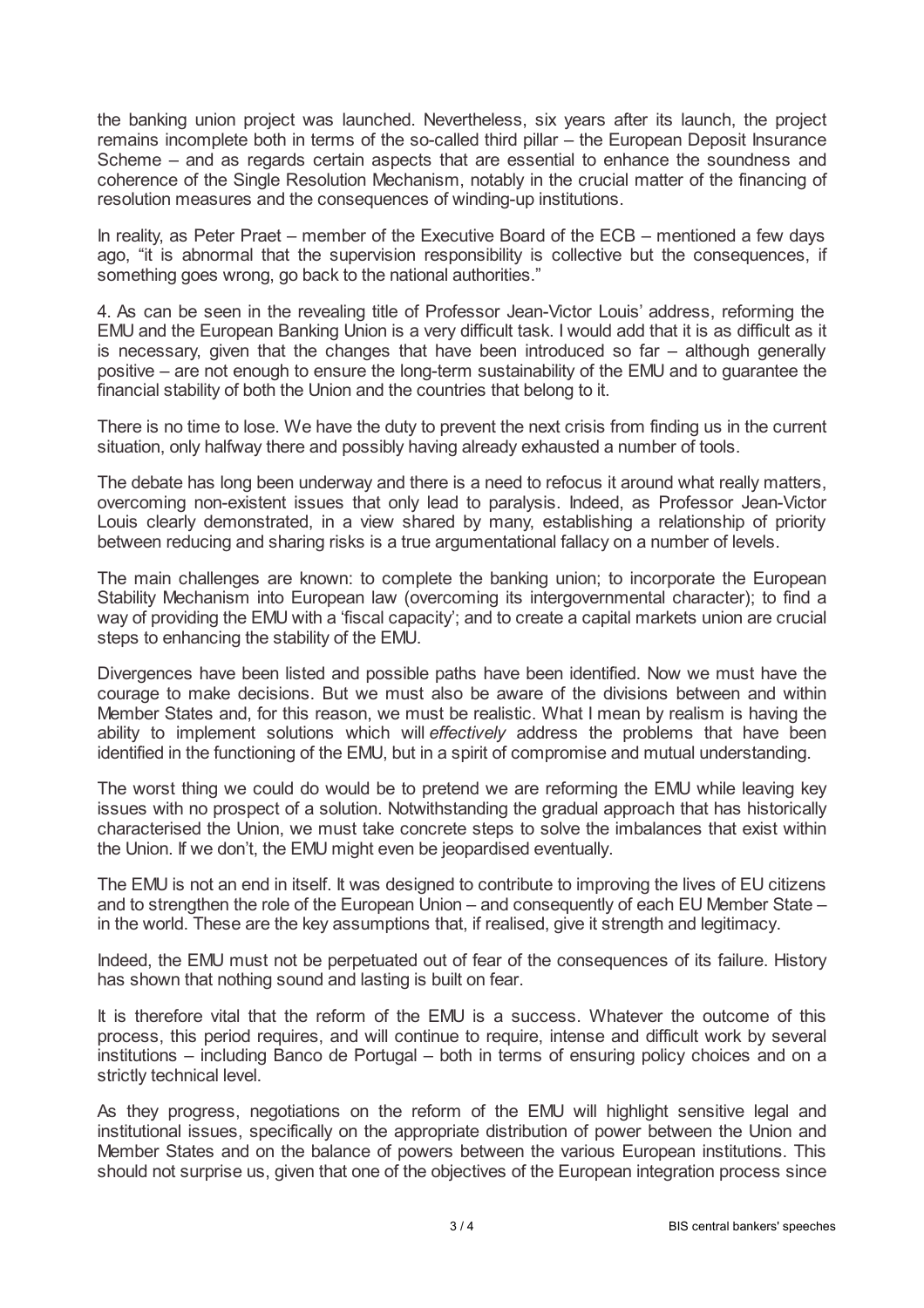the banking union project was launched. Nevertheless, six years after its launch, the project remains incomplete both in terms of the so-called third pillar – the European Deposit Insurance Scheme – and as regards certain aspects that are essential to enhance the soundness and coherence of the Single Resolution Mechanism, notably in the crucial matter of the financing of resolution measures and the consequences of winding-up institutions.

In reality, as Peter Praet – member of the Executive Board of the ECB – mentioned a few days ago, "it is abnormal that the supervision responsibility is collective but the consequences, if something goes wrong, go back to the national authorities."

4. As can be seen in the revealing title of Professor Jean-Victor Louis' address, reforming the EMU and the European Banking Union is a very difficult task. I would add that it is as difficult as it is necessary, given that the changes that have been introduced so far – although generally positive – are not enough to ensure the long-term sustainability of the EMU and to guarantee the financial stability of both the Union and the countries that belong to it.

There is no time to lose. We have the duty to prevent the next crisis from finding us in the current situation, only halfway there and possibly having already exhausted a number of tools.

The debate has long been underway and there is a need to refocus it around what really matters, overcoming non-existent issues that only lead to paralysis. Indeed, as Professor Jean-Victor Louis clearly demonstrated, in a view shared by many, establishing a relationship of priority between reducing and sharing risks is a true argumentational fallacy on a number of levels.

The main challenges are known: to complete the banking union; to incorporate the European Stability Mechanism into European law (overcoming its intergovernmental character); to find a way of providing the EMU with a 'fiscal capacity'; and to create a capital markets union are crucial steps to enhancing the stability of the EMU.

Divergences have been listed and possible paths have been identified. Now we must have the courage to make decisions. But we must also be aware of the divisions between and within Member States and, for this reason, we must be realistic. What I mean by realism is having the ability to implement solutions which will *effectively* address the problems that have been identified in the functioning of the EMU, but in a spirit of compromise and mutual understanding.

The worst thing we could do would be to pretend we are reforming the EMU while leaving key issues with no prospect of a solution. Notwithstanding the gradual approach that has historically characterised the Union, we must take concrete steps to solve the imbalances that exist within the Union. If we don't, the EMU might even be jeopardised eventually.

The EMU is not an end in itself. It was designed to contribute to improving the lives of EU citizens and to strengthen the role of the European Union – and consequently of each EU Member State – in the world. These are the key assumptions that, if realised, give it strength and legitimacy.

Indeed, the EMU must not be perpetuated out of fear of the consequences of its failure. History has shown that nothing sound and lasting is built on fear.

It is therefore vital that the reform of the EMU is a success. Whatever the outcome of this process, this period requires, and will continue to require, intense and difficult work by several institutions – including Banco de Portugal – both in terms of ensuring policy choices and on a strictly technical level.

As they progress, negotiations on the reform of the EMU will highlight sensitive legal and institutional issues, specifically on the appropriate distribution of power between the Union and Member States and on the balance of powers between the various European institutions. This should not surprise us, given that one of the objectives of the European integration process since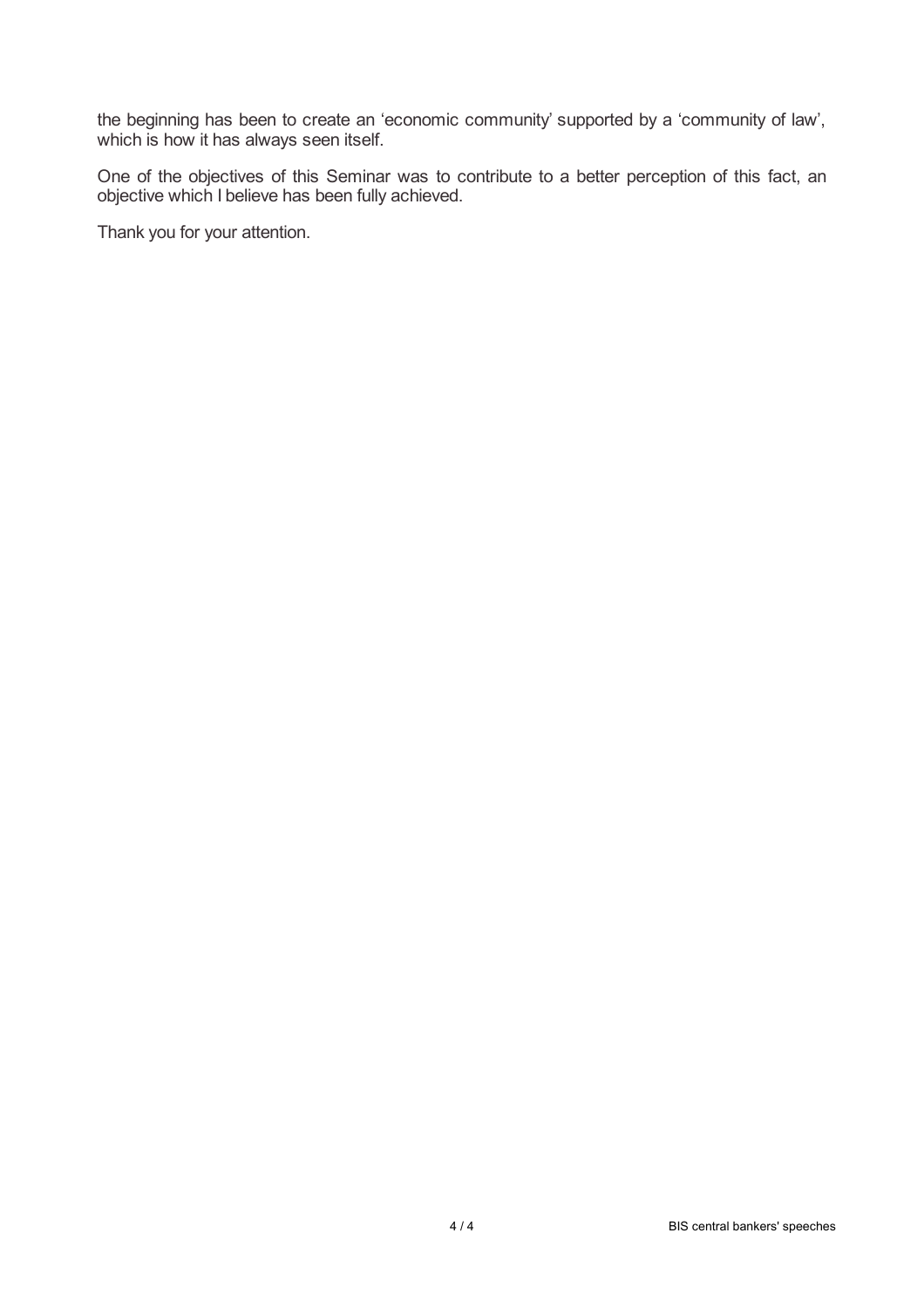the beginning has been to create an 'economic community' supported by a 'community of law', which is how it has always seen itself.

One of the objectives of this Seminar was to contribute to a better perception of this fact, an objective which I believe has been fully achieved.

Thank you for your attention.